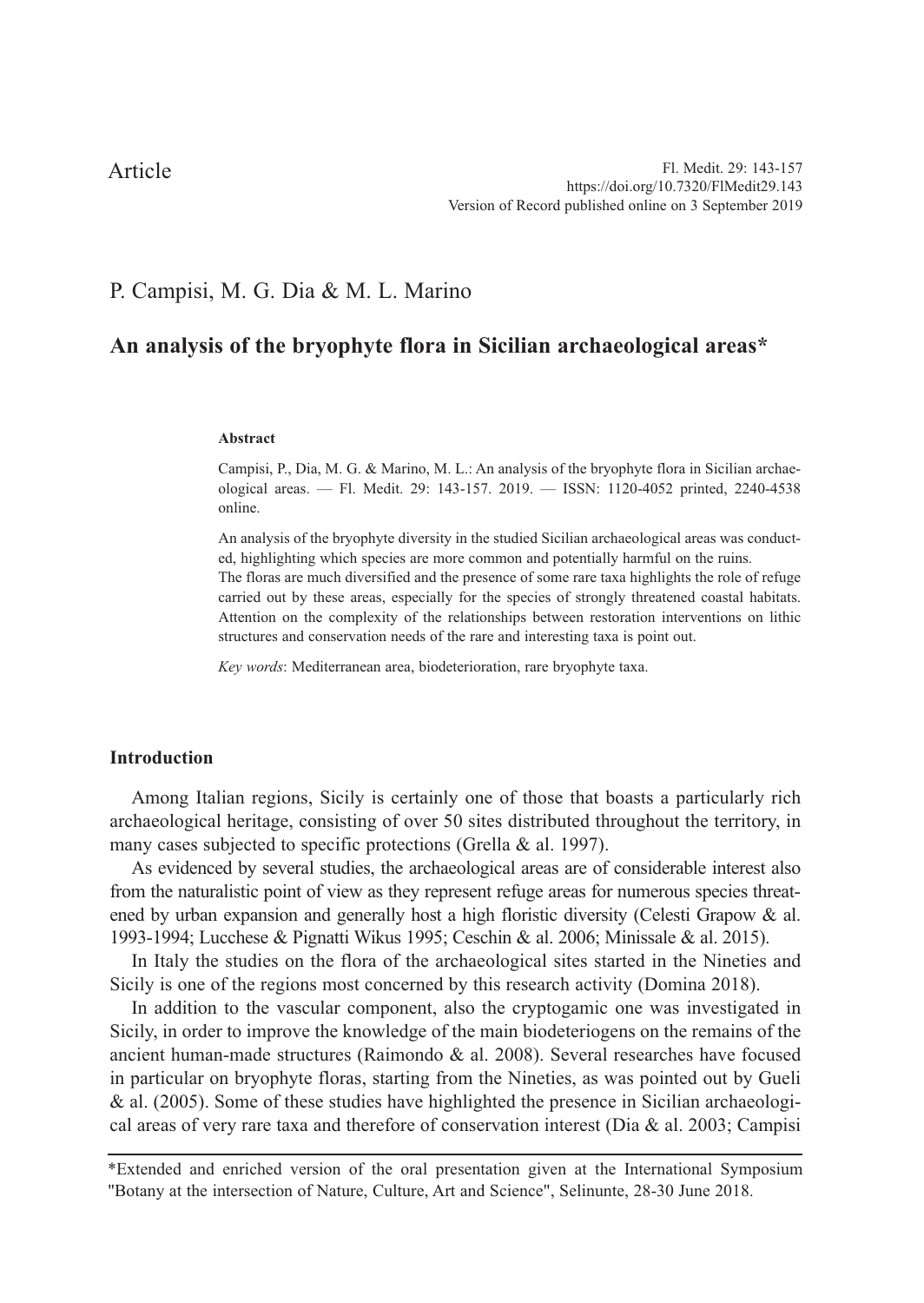Article

P. Campisi, M. G. Dia & M. L. Marino

# An analysis of the bryophyte flora in Sicilian archaeological areas*

**Abstract**

Campisi, P., Dia, M. G. & Marino, M. L.: An analysis of the bryophyte flora in Sicilian archaeological areas. — Fl. Medit. 29: 143-157. 2019. — ISSN: 1120-4052 printed, 2240-4538 online.

An analysis of the bryophyte diversity in the studied Sicilian archaeological areas was conducted, highlighting which species are more common and potentially harmful on the ruins.
The floras are much diversified and the presence of some rare taxa highlights the role of refuge carried out by these areas, especially for the species of strongly threatened coastal habitats. Attention on the complexity of the relationships between restoration interventions on lithic structures and conservation needs of the rare and interesting taxa is point out.

*Key words*: Mediterranean area, biodeterioration, rare bryophyte taxa.

## Introduction

Among Italian regions, Sicily is certainly one of those that boasts a particularly rich archaeological heritage, consisting of over 50 sites distributed throughout the territory, in many cases subjected to specific protections (Grella & al. 1997).

As evidenced by several studies, the archaeological areas are of considerable interest also from the naturalistic point of view as they represent refuge areas for numerous species threatened by urban expansion and generally host a high floristic diversity (Celesti Grapow & al. 1993-1994; Lucchese & Pignatti Wikus 1995; Ceschin & al. 2006; Minissale & al. 2015).

In Italy the studies on the flora of the archaeological sites started in the Nineties and Sicily is one of the regions most concerned by this research activity (Domina 2018).

In addition to the vascular component, also the cryptogamic one was investigated in Sicily, in order to improve the knowledge of the main biodeteriogens on the remains of the ancient human-made structures (Raimondo & al. 2008). Several researches have focused in particular on bryophyte floras, starting from the Nineties, as was pointed out by Gueli & al. (2005). Some of these studies have highlighted the presence in Sicilian archaeological areas of very rare taxa and therefore of conservation interest (Dia & al. 2003; Campisi

*Extended and enriched version of the oral presentation given at the International Symposium "Botany at the intersection of Nature, Culture, Art and Science", Selinunte, 28-30 June 2018.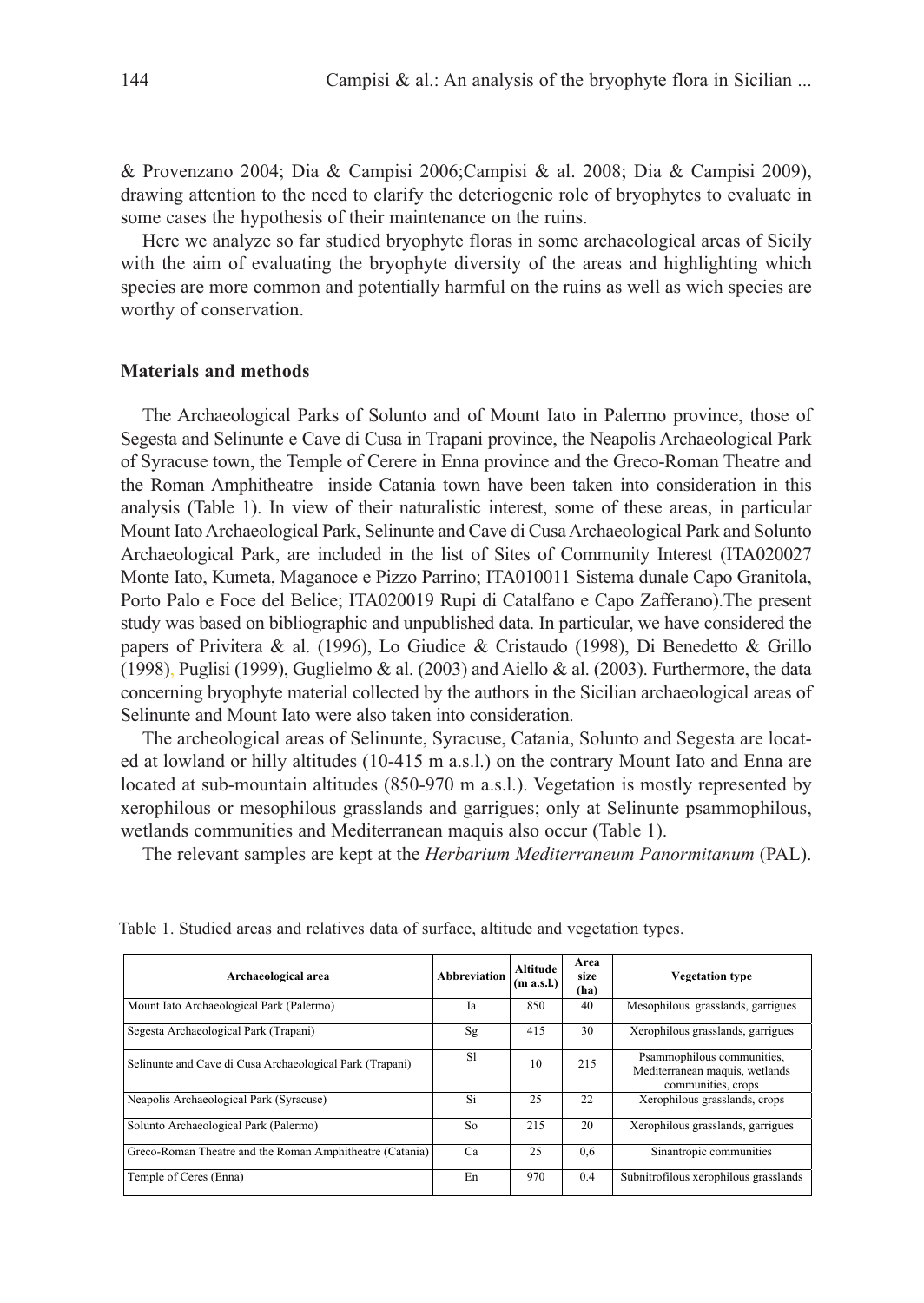& Provenzano 2004; Dia & Campisi 2006;Campisi & al. 2008; Dia & Campisi 2009), drawing attention to the need to clarify the deteriogenic role of bryophytes to evaluate in some cases the hypothesis of their maintenance on the ruins.

Here we analyze so far studied bryophyte floras in some archaeological areas of Sicily with the aim of evaluating the bryophyte diversity of the areas and highlighting which species are more common and potentially harmful on the ruins as well as wich species are worthy of conservation.

## Materials and methods

The Archaeological Parks of Solunto and of Mount Iato in Palermo province, those of Segesta and Selinunte e Cave di Cusa in Trapani province, the Neapolis Archaeological Park of Syracuse town, the Temple of Cerere in Enna province and the Greco-Roman Theatre and the Roman Amphitheatre inside Catania town have been taken into consideration in this analysis (Table 1). In view of their naturalistic interest, some of these areas, in particular Mount Iato Archaeological Park, Selinunte and Cave di Cusa Archaeological Park and Solunto Archaeological Park, are included in the list of Sites of Community Interest (ITA020027 Monte Iato, Kumeta, Maganoce e Pizzo Parrino; ITA010011 Sistema dunale Capo Granitola, Porto Palo e Foce del Belice; ITA020019 Rupi di Catalfano e Capo Zafferano).The present study was based on bibliographic and unpublished data. In particular, we have considered the papers of Privitera & al. (1996), Lo Giudice & Cristaudo (1998), Di Benedetto & Grillo (1998), Puglisi (1999), Guglielmo & al. (2003) and Aiello & al. (2003). Furthermore, the data concerning bryophyte material collected by the authors in the Sicilian archaeological areas of Selinunte and Mount Iato were also taken into consideration.

The archeological areas of Selinunte, Syracuse, Catania, Solunto and Segesta are located at lowland or hilly altitudes (10-415 m a.s.l.) on the contrary Mount Iato and Enna are located at sub-mountain altitudes (850-970 m a.s.l.). Vegetation is mostly represented by xerophilous or mesophilous grasslands and garrigues; only at Selinunte psammophilous, wetlands communities and Mediterranean maquis also occur (Table 1).

The relevant samples are kept at the *Herbarium Mediterraneum Panormitanum* (PAL).

Table 1. Studied areas and relatives data of surface, altitude and vegetation types.

| Archaeological area | Abbreviation | Altitude (m a.s.l.) | Area size (ha) | Vegetation type |
|---|---|---|---|---|
| Mount Iato Archaeological Park (Palermo) | Ia | 850 | 40 | Mesophilous grasslands, garrigues |
| Segesta Archaeological Park (Trapani) | Sg | 415 | 30 | Xerophilous grasslands, garrigues |
| Selinunte and Cave di Cusa Archaeological Park (Trapani) | Sl | 10 | 215 | Psammophilous communities, Mediterranean maquis, wetlands communities, crops |
| Neapolis Archaeological Park (Syracuse) | Si | 25 | 22 | Xerophilous grasslands, crops |
| Solunto Archaeological Park (Palermo) | So | 215 | 20 | Xerophilous grasslands, garrigues |
| Greco-Roman Theatre and the Roman Amphitheatre (Catania) | Ca | 25 | 0,6 | Sinantropic communities |
| Temple of Ceres (Enna) | En | 970 | 0.4 | Subnitrofilous xerophilous grasslands |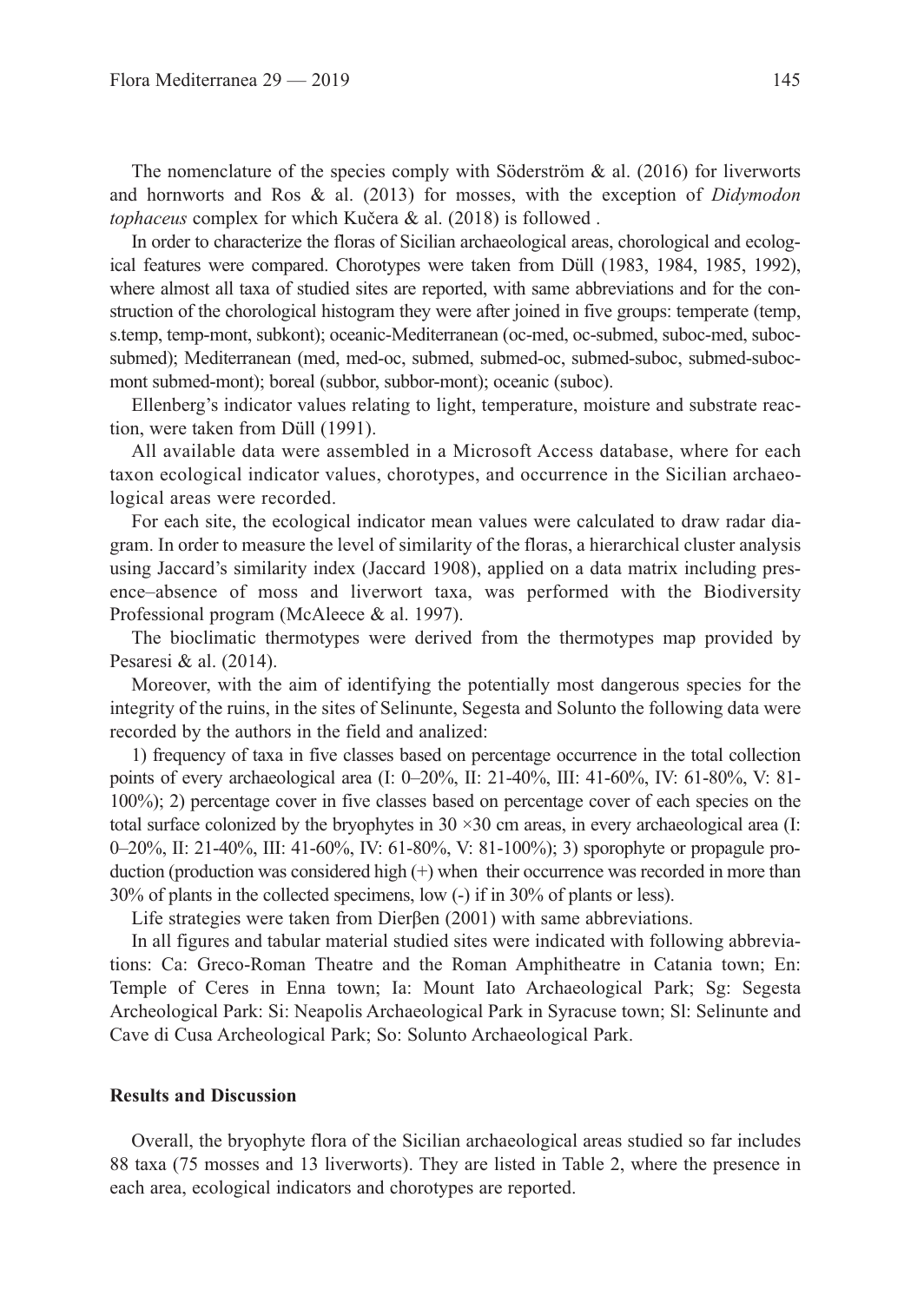The nomenclature of the species comply with Söderström & al. (2016) for liverworts and hornworts and Ros & al. (2013) for mosses, with the exception of *Didymodon tophaceus* complex for which Kučera & al. (2018) is followed .

In order to characterize the floras of Sicilian archaeological areas, chorological and ecological features were compared. Chorotypes were taken from Düll (1983, 1984, 1985, 1992), where almost all taxa of studied sites are reported, with same abbreviations and for the construction of the chorological histogram they were after joined in five groups: temperate (temp, s.temp, temp-mont, subkont); oceanic-Mediterranean (oc-med, oc-submed, suboc-med, suboc-submed); Mediterranean (med, med-oc, submed, submed-oc, submed-suboc, submed-suboc-mont submed-mont); boreal (subbor, subbor-mont); oceanic (suboc).

Ellenberg's indicator values relating to light, temperature, moisture and substrate reaction, were taken from Düll (1991).

All available data were assembled in a Microsoft Access database, where for each taxon ecological indicator values, chorotypes, and occurrence in the Sicilian archaeological areas were recorded.

For each site, the ecological indicator mean values were calculated to draw radar diagram. In order to measure the level of similarity of the floras, a hierarchical cluster analysis using Jaccard's similarity index (Jaccard 1908), applied on a data matrix including presence–absence of moss and liverwort taxa, was performed with the Biodiversity Professional program (McAleece & al. 1997).

The bioclimatic thermotypes were derived from the thermotypes map provided by Pesaresi & al. (2014).

Moreover, with the aim of identifying the potentially most dangerous species for the integrity of the ruins, in the sites of Selinunte, Segesta and Solunto the following data were recorded by the authors in the field and analized:

1) frequency of taxa in five classes based on percentage occurrence in the total collection points of every archaeological area (I: 0–20%, II: 21-40%, III: 41-60%, IV: 61-80%, V: 81-100%); 2) percentage cover in five classes based on percentage cover of each species on the total surface colonized by the bryophytes in 30 ×30 cm areas, in every archaeological area (I: 0–20%, II: 21-40%, III: 41-60%, IV: 61-80%, V: 81-100%); 3) sporophyte or propagule production (production was considered high (+) when their occurrence was recorded in more than 30% of plants in the collected specimens, low (-) if in 30% of plants or less).

Life strategies were taken from Dierβen (2001) with same abbreviations.

In all figures and tabular material studied sites were indicated with following abbreviations: Ca: Greco-Roman Theatre and the Roman Amphitheatre in Catania town; En: Temple of Ceres in Enna town; Ia: Mount Iato Archaeological Park; Sg: Segesta Archeological Park: Si: Neapolis Archaeological Park in Syracuse town; Sl: Selinunte and Cave di Cusa Archeological Park; So: Solunto Archaeological Park.

## Results and Discussion

Overall, the bryophyte flora of the Sicilian archaeological areas studied so far includes 88 taxa (75 mosses and 13 liverworts). They are listed in Table 2, where the presence in each area, ecological indicators and chorotypes are reported.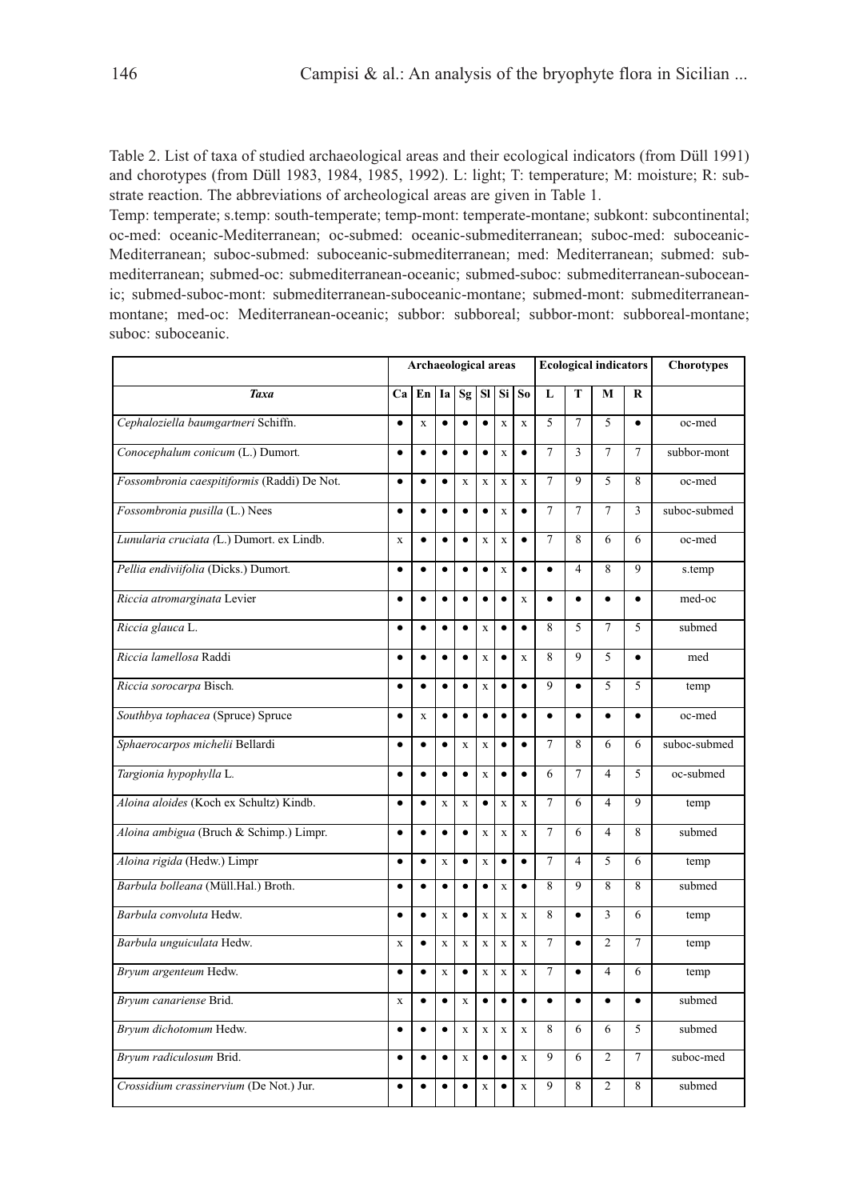Table 2. List of taxa of studied archaeological areas and their ecological indicators (from Düll 1991) and chorotypes (from Düll 1983, 1984, 1985, 1992). L: light; T: temperature; M: moisture; R: substrate reaction. The abbreviations of archeological areas are given in Table 1.

Temp: temperate; s.temp: south-temperate; temp-mont: temperate-montane; subkont: subcontinental; oc-med: oceanic-Mediterranean; oc-submed: oceanic-submediterranean; suboc-med: suboceanic-Mediterranean; suboc-submed: suboceanic-submediterranean; med: Mediterranean; submed: submediterranean; submed-oc: submediterranean-oceanic; submed-suboc: submediterranean-suboceanic; submed-suboc-mont: submediterranean-suboceanic-montane; submed-mont: submediterranean-montane; med-oc: Mediterranean-oceanic; subbor: subboreal; subbor-mont: subboreal-montane; suboc: suboceanic.

| | Archaeological areas | | | | | | | Ecological indicators | | | | Chorotypes |
|---|---|---|---|---|---|---|---|---|---|---|---|---|
| *Taxa* | Ca | En | Ia | Sg | Sl | Si | So | L | T | M | R | |
| *Cephaloziella baumgartneri* Schiffn. | • | x | • | • | • | x | x | 5 | 7 | 5 | • | oc-med |
| *Conocephalum conicum* (L.) Dumort. | • | • | • | • | • | x | • | 7 | 3 | 7 | 7 | subbor-mont |
| *Fossombronia caespitiformis* (Raddi) De Not. | • | • | • | x | x | x | x | 7 | 9 | 5 | 8 | oc-med |
| *Fossombronia pusilla* (L.) Nees | • | • | • | • | • | x | • | 7 | 7 | 7 | 3 | suboc-submed |
| *Lunularia cruciata (*L.) Dumort. ex Lindb. | x | • | • | • | x | x | • | 7 | 8 | 6 | 6 | oc-med |
| *Pellia endiviifolia* (Dicks.) Dumort. | • | • | • | • | • | x | • | • | 4 | 8 | 9 | s.temp |
| *Riccia atromarginata* Levier | • | • | • | • | • | • | x | • | • | • | • | med-oc |
| *Riccia glauca* L. | • | • | • | • | x | • | • | 8 | 5 | 7 | 5 | submed |
| *Riccia lamellosa* Raddi | • | • | • | • | x | • | x | 8 | 9 | 5 | • | med |
| *Riccia sorocarpa* Bisch. | • | • | • | • | x | • | • | 9 | • | 5 | 5 | temp |
| *Southbya tophacea* (Spruce) Spruce | • | x | • | • | • | • | • | • | • | • | • | oc-med |
| *Sphaerocarpos michelii* Bellardi | • | • | • | x | x | • | • | 7 | 8 | 6 | 6 | suboc-submed |
| *Targionia hypophylla* L. | • | • | • | • | x | • | • | 6 | 7 | 4 | 5 | oc-submed |
| *Aloina aloides* (Koch ex Schultz) Kindb. | • | • | x | x | • | x | x | 7 | 6 | 4 | 9 | temp |
| *Aloina ambigua* (Bruch & Schimp.) Limpr. | • | • | • | • | x | x | x | 7 | 6 | 4 | 8 | submed |
| *Aloina rigida* (Hedw.) Limpr | • | • | x | • | x | • | • | 7 | 4 | 5 | 6 | temp |
| *Barbula bolleana* (Müll.Hal.) Broth. | • | • | • | • | • | x | • | 8 | 9 | 8 | 8 | submed |
| *Barbula convoluta* Hedw. | • | • | x | • | x | x | x | 8 | • | 3 | 6 | temp |
| *Barbula unguiculata* Hedw. | x | • | x | x | x | x | x | 7 | • | 2 | 7 | temp |
| *Bryum argenteum* Hedw. | • | • | x | • | x | x | x | 7 | • | 4 | 6 | temp |
| *Bryum canariense* Brid. | x | • | • | x | • | • | • | • | • | • | • | submed |
| *Bryum dichotomum* Hedw. | • | • | • | x | x | x | x | 8 | 6 | 6 | 5 | submed |
| *Bryum radiculosum* Brid. | • | • | • | x | • | • | x | 9 | 6 | 2 | 7 | suboc-med |
| *Crossidium crassinervium* (De Not.) Jur. | • | • | • | • | x | • | x | 9 | 8 | 2 | 8 | submed |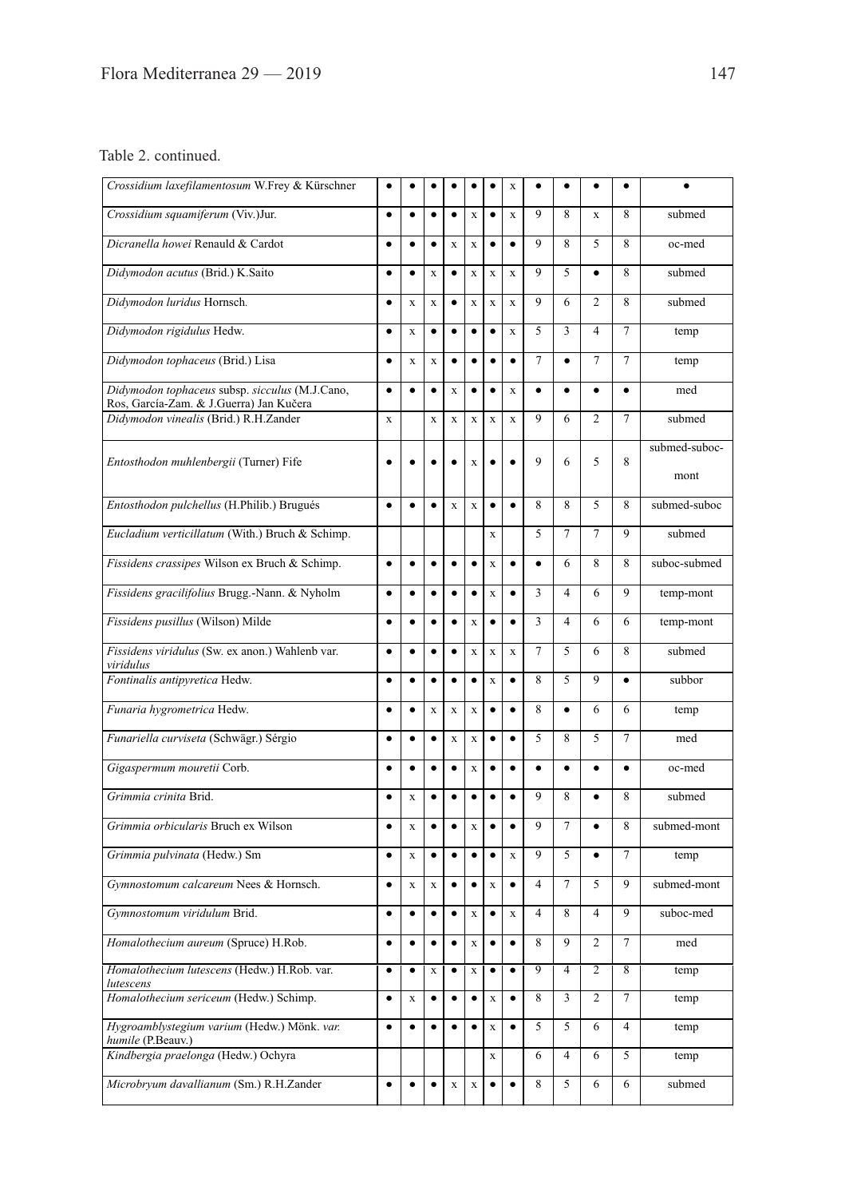Table 2. continued.

| | | | | | | | | | | | | |
|---|---|---|---|---|---|---|---|---|---|---|---|---|
| *Crossidium laxefilamentosum* W.Frey & Kürschner | ● | ● | ● | ● | ● | ● | x | ● | ● | ● | ● | ● |
| *Crossidium squamiferum* (Viv.)Jur. | ● | ● | ● | ● | x | ● | x | 9 | 8 | x | 8 | submed |
| *Dicranella howei* Renauld & Cardot | ● | ● | ● | x | x | ● | ● | 9 | 8 | 5 | 8 | oc-med |
| *Didymodon acutus* (Brid.) K.Saito | ● | ● | x | ● | x | x | x | 9 | 5 | ● | 8 | submed |
| *Didymodon luridus* Hornsch. | ● | x | x | ● | x | x | x | 9 | 6 | 2 | 8 | submed |
| *Didymodon rigidulus* Hedw. | ● | x | ● | ● | ● | ● | x | 5 | 3 | 4 | 7 | temp |
| *Didymodon tophaceus* (Brid.) Lisa | ● | x | x | ● | ● | ● | ● | 7 | ● | 7 | 7 | temp |
| *Didymodon tophaceus* subsp. *sicculus* (M.J.Cano, Ros, García-Zam. & J.Guerra) Jan Kučera | ● | ● | ● | x | ● | ● | x | ● | ● | ● | ● | med |
| *Didymodon vinealis* (Brid.) R.H.Zander | x | | x | x | x | x | x | 9 | 6 | 2 | 7 | submed |
| *Entosthodon muhlenbergii* (Turner) Fife | ● | ● | ● | ● | x | ● | ● | 9 | 6 | 5 | 8 | submed-suboc-mont |
| *Entosthodon pulchellus* (H.Philib.) Brugués | ● | ● | ● | x | x | ● | ● | 8 | 8 | 5 | 8 | submed-suboc |
| *Eucladium verticillatum* (With.) Bruch & Schimp. | | | | | | x | | 5 | 7 | 7 | 9 | submed |
| *Fissidens crassipes* Wilson ex Bruch & Schimp. | ● | ● | ● | ● | ● | x | ● | ● | 6 | 8 | 8 | suboc-submed |
| *Fissidens gracilifolius* Brugg.-Nann. & Nyholm | ● | ● | ● | ● | ● | x | ● | 3 | 4 | 6 | 9 | temp-mont |
| *Fissidens pusillus* (Wilson) Milde | ● | ● | ● | ● | x | ● | ● | 3 | 4 | 6 | 6 | temp-mont |
| *Fissidens viridulus* (Sw. ex anon.) Wahlenb var. *viridulus* | ● | ● | ● | ● | x | x | x | 7 | 5 | 6 | 8 | submed |
| *Fontinalis antipyretica* Hedw. | ● | ● | ● | ● | ● | x | ● | 8 | 5 | 9 | ● | subbor |
| *Funaria hygrometrica* Hedw. | ● | ● | x | x | x | ● | ● | 8 | ● | 6 | 6 | temp |
| *Funariella curviseta* (Schwägr.) Sérgio | ● | ● | ● | x | x | ● | ● | 5 | 8 | 5 | 7 | med |
| *Gigaspermum mouretii* Corb. | ● | ● | ● | ● | x | ● | ● | ● | ● | ● | ● | oc-med |
| *Grimmia crinita* Brid. | ● | x | ● | ● | ● | ● | ● | 9 | 8 | ● | 8 | submed |
| *Grimmia orbicularis* Bruch ex Wilson | ● | x | ● | ● | x | ● | ● | 9 | 7 | ● | 8 | submed-mont |
| *Grimmia pulvinata* (Hedw.) Sm | ● | x | ● | ● | ● | ● | x | 9 | 5 | ● | 7 | temp |
| *Gymnostomum calcareum* Nees & Hornsch. | ● | x | x | ● | ● | x | ● | 4 | 7 | 5 | 9 | submed-mont |
| *Gymnostomum viridulum* Brid. | ● | ● | ● | ● | x | ● | x | 4 | 8 | 4 | 9 | suboc-med |
| *Homalothecium aureum* (Spruce) H.Rob. | ● | ● | ● | ● | x | ● | ● | 8 | 9 | 2 | 7 | med |
| *Homalothecium lutescens* (Hedw.) H.Rob. var. *lutescens* | ● | ● | x | ● | x | ● | ● | 9 | 4 | 2 | 8 | temp |
| *Homalothecium sericeum* (Hedw.) Schimp. | ● | x | ● | ● | ● | x | ● | 8 | 3 | 2 | 7 | temp |
| *Hygroamblystegium varium* (Hedw.) Mönk. *var. humile* (P.Beauv.) | ● | ● | ● | ● | ● | x | ● | 5 | 5 | 6 | 4 | temp |
| *Kindbergia praelonga* (Hedw.) Ochyra | | | | | | x | | 6 | 4 | 6 | 5 | temp |
| *Microbryum davallianum* (Sm.) R.H.Zander | ● | ● | ● | x | x | ● | ● | 8 | 5 | 6 | 6 | submed |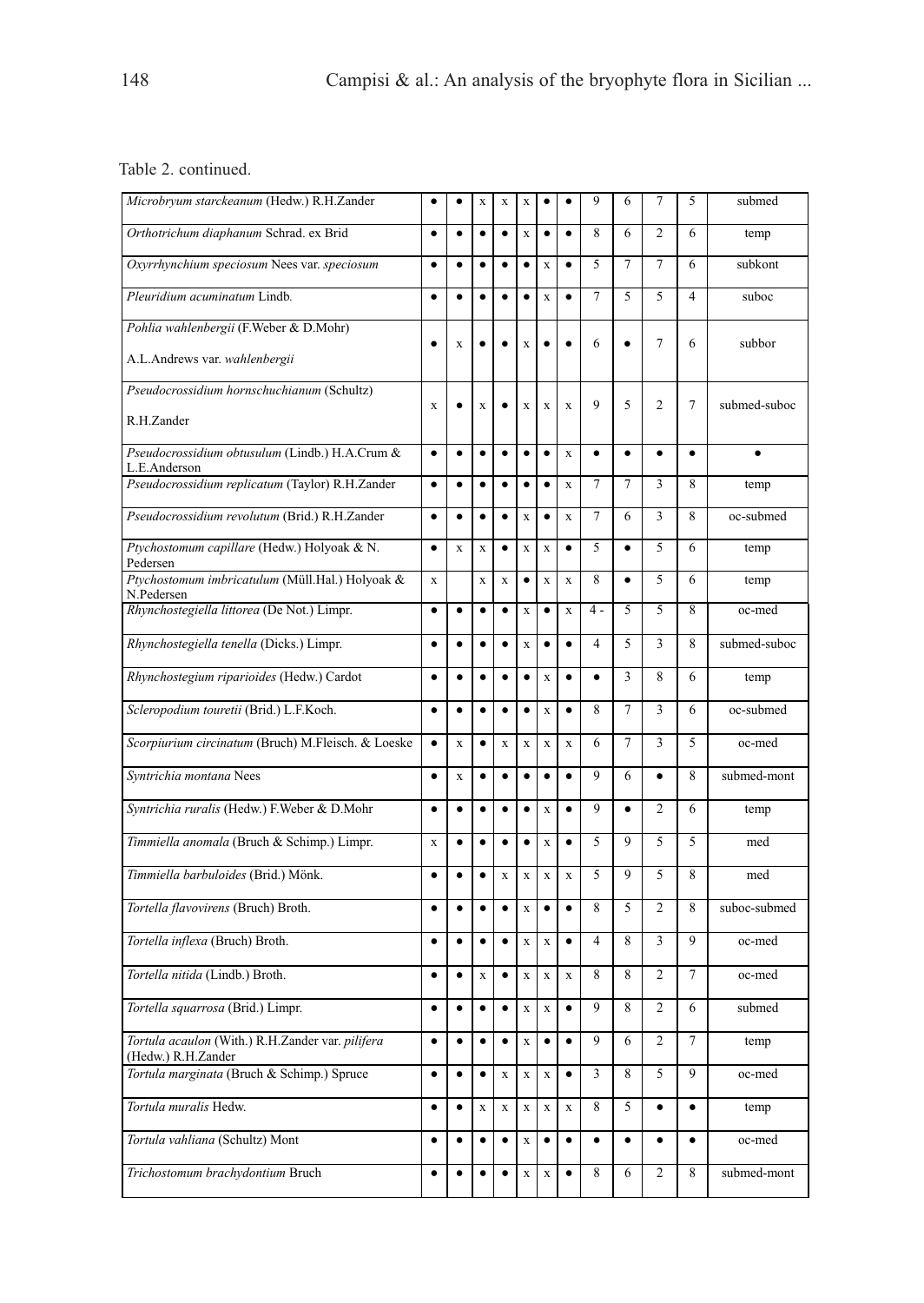Table 2. continued.

| | | | | | | | | | | | | |
|---|---|---|---|---|---|---|---|---|---|---|---|---|
| *Microbryum starckeanum* (Hedw.) R.H.Zander | • | • | x | x | x | • | • | 9 | 6 | 7 | 5 | submed |
| *Orthotrichum diaphanum* Schrad. ex Brid | • | • | • | • | x | • | • | 8 | 6 | 2 | 6 | temp |
| *Oxyrrhynchium speciosum* Nees var. *speciosum* | • | • | • | • | • | x | • | 5 | 7 | 7 | 6 | subkont |
| *Pleuridium acuminatum* Lindb. | • | • | • | • | • | x | • | 7 | 5 | 5 | 4 | suboc |
| *Pohlia wahlenbergii* (F.Weber & D.Mohr) A.L.Andrews var. *wahlenbergii* | • | x | • | • | x | • | • | 6 | • | 7 | 6 | subbor |
| *Pseudocrossidium hornschuchianum* (Schultz) R.H.Zander | x | • | x | • | x | x | x | 9 | 5 | 2 | 7 | submed-suboc |
| *Pseudocrossidium obtusulum* (Lindb.) H.A.Crum & L.E.Anderson | • | • | • | • | • | • | x | • | • | • | • | • |
| *Pseudocrossidium replicatum* (Taylor) R.H.Zander | • | • | • | • | • | • | x | 7 | 7 | 3 | 8 | temp |
| *Pseudocrossidium revolutum* (Brid.) R.H.Zander | • | • | • | • | x | • | x | 7 | 6 | 3 | 8 | oc-submed |
| *Ptychostomum capillare* (Hedw.) Holyoak & N. Pedersen | • | x | x | • | x | x | • | 5 | • | 5 | 6 | temp |
| *Ptychostomum imbricatulum* (Müll.Hal.) Holyoak & N.Pedersen | x | | x | x | • | x | x | 8 | • | 5 | 6 | temp |
| *Rhynchostegiella littorea* (De Not.) Limpr. | • | • | • | • | x | • | x | 4 - | 5 | 5 | 8 | oc-med |
| *Rhynchostegiella tenella* (Dicks.) Limpr. | • | • | • | • | x | • | • | 4 | 5 | 3 | 8 | submed-suboc |
| *Rhynchostegium riparioides* (Hedw.) Cardot | • | • | • | • | • | x | • | • | 3 | 8 | 6 | temp |
| *Scleropodium touretii* (Brid.) L.F.Koch. | • | • | • | • | • | x | • | 8 | 7 | 3 | 6 | oc-submed |
| *Scorpiurium circinatum* (Bruch) M.Fleisch. & Loeske | • | x | • | x | x | x | x | 6 | 7 | 3 | 5 | oc-med |
| *Syntrichia montana* Nees | • | x | • | • | • | • | • | 9 | 6 | • | 8 | submed-mont |
| *Syntrichia ruralis* (Hedw.) F.Weber & D.Mohr | • | • | • | • | • | x | • | 9 | • | 2 | 6 | temp |
| *Timmiella anomala* (Bruch & Schimp.) Limpr. | x | • | • | • | • | x | • | 5 | 9 | 5 | 5 | med |
| *Timmiella barbuloides* (Brid.) Mönk. | • | • | • | x | x | x | x | 5 | 9 | 5 | 8 | med |
| *Tortella flavovirens* (Bruch) Broth. | • | • | • | • | x | • | • | 8 | 5 | 2 | 8 | suboc-submed |
| *Tortella inflexa* (Bruch) Broth. | • | • | • | • | x | x | • | 4 | 8 | 3 | 9 | oc-med |
| *Tortella nitida* (Lindb.) Broth. | • | • | x | • | x | x | x | 8 | 8 | 2 | 7 | oc-med |
| *Tortella squarrosa* (Brid.) Limpr. | • | • | • | • | x | x | • | 9 | 8 | 2 | 6 | submed |
| *Tortula acaulon* (With.) R.H.Zander var. *pilifera* (Hedw.) R.H.Zander | • | • | • | • | x | • | • | 9 | 6 | 2 | 7 | temp |
| *Tortula marginata* (Bruch & Schimp.) Spruce | • | • | • | x | x | x | • | 3 | 8 | 5 | 9 | oc-med |
| *Tortula muralis* Hedw. | • | • | x | x | x | x | x | 8 | 5 | • | • | temp |
| *Tortula vahliana* (Schultz) Mont | • | • | • | • | x | • | • | • | • | • | • | oc-med |
| *Trichostomum brachydontium* Bruch | • | • | • | • | x | x | • | 8 | 6 | 2 | 8 | submed-mont |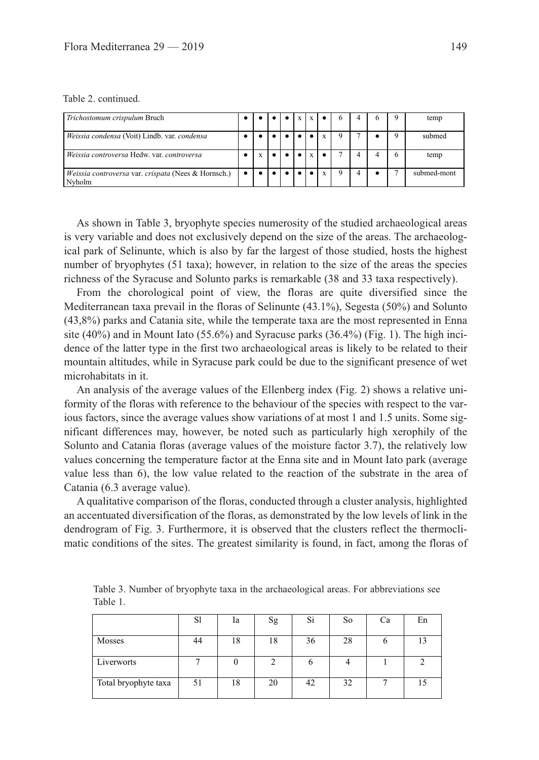Table 2. continued.

| | | | | | | | | | | | | |
|---|---|---|---|---|---|---|---|---|---|---|---|---|
| *Trichostomum crispulum* Bruch | • | • | • | • | x | x | • | 6 | 4 | 6 | 9 | temp |
| *Weissia condensa* (Voit) Lindb. var. *condensa* | • | • | • | • | • | • | x | 9 | 7 | • | 9 | submed |
| *Weissia controversa* Hedw. var. *controversa* | • | x | • | • | • | x | • | 7 | 4 | 4 | 6 | temp |
| *Weissia controversa* var. *crispata* (Nees & Hornsch.) Nyholm | • | • | • | • | • | • | x | 9 | 4 | • | 7 | submed-mont |

As shown in Table 3, bryophyte species numerosity of the studied archaeological areas is very variable and does not exclusively depend on the size of the areas. The archaeological park of Selinunte, which is also by far the largest of those studied, hosts the highest number of bryophytes (51 taxa); however, in relation to the size of the areas the species richness of the Syracuse and Solunto parks is remarkable (38 and 33 taxa respectively).

From the chorological point of view, the floras are quite diversified since the Mediterranean taxa prevail in the floras of Selinunte (43.1%), Segesta (50%) and Solunto (43,8%) parks and Catania site, while the temperate taxa are the most represented in Enna site (40%) and in Mount Iato (55.6%) and Syracuse parks (36.4%) (Fig. 1). The high incidence of the latter type in the first two archaeological areas is likely to be related to their mountain altitudes, while in Syracuse park could be due to the significant presence of wet microhabitats in it.

An analysis of the average values of the Ellenberg index (Fig. 2) shows a relative uniformity of the floras with reference to the behaviour of the species with respect to the various factors, since the average values show variations of at most 1 and 1.5 units. Some significant differences may, however, be noted such as particularly high xerophily of the Solunto and Catania floras (average values of the moisture factor 3.7), the relatively low values concerning the temperature factor at the Enna site and in Mount Iato park (average value less than 6), the low value related to the reaction of the substrate in the area of Catania (6.3 average value).

A qualitative comparison of the floras, conducted through a cluster analysis, highlighted an accentuated diversification of the floras, as demonstrated by the low levels of link in the dendrogram of Fig. 3. Furthermore, it is observed that the clusters reflect the thermoclimatic conditions of the sites. The greatest similarity is found, in fact, among the floras of

Table 3. Number of bryophyte taxa in the archaeological areas. For abbreviations see Table 1.

| | Sl | Ia | Sg | Si | So | Ca | En |
|---|---|---|---|---|---|---|---|
| Mosses | 44 | 18 | 18 | 36 | 28 | 6 | 13 |
| Liverworts | 7 | 0 | 2 | 6 | 4 | 1 | 2 |
| Total bryophyte taxa | 51 | 18 | 20 | 42 | 32 | 7 | 15 |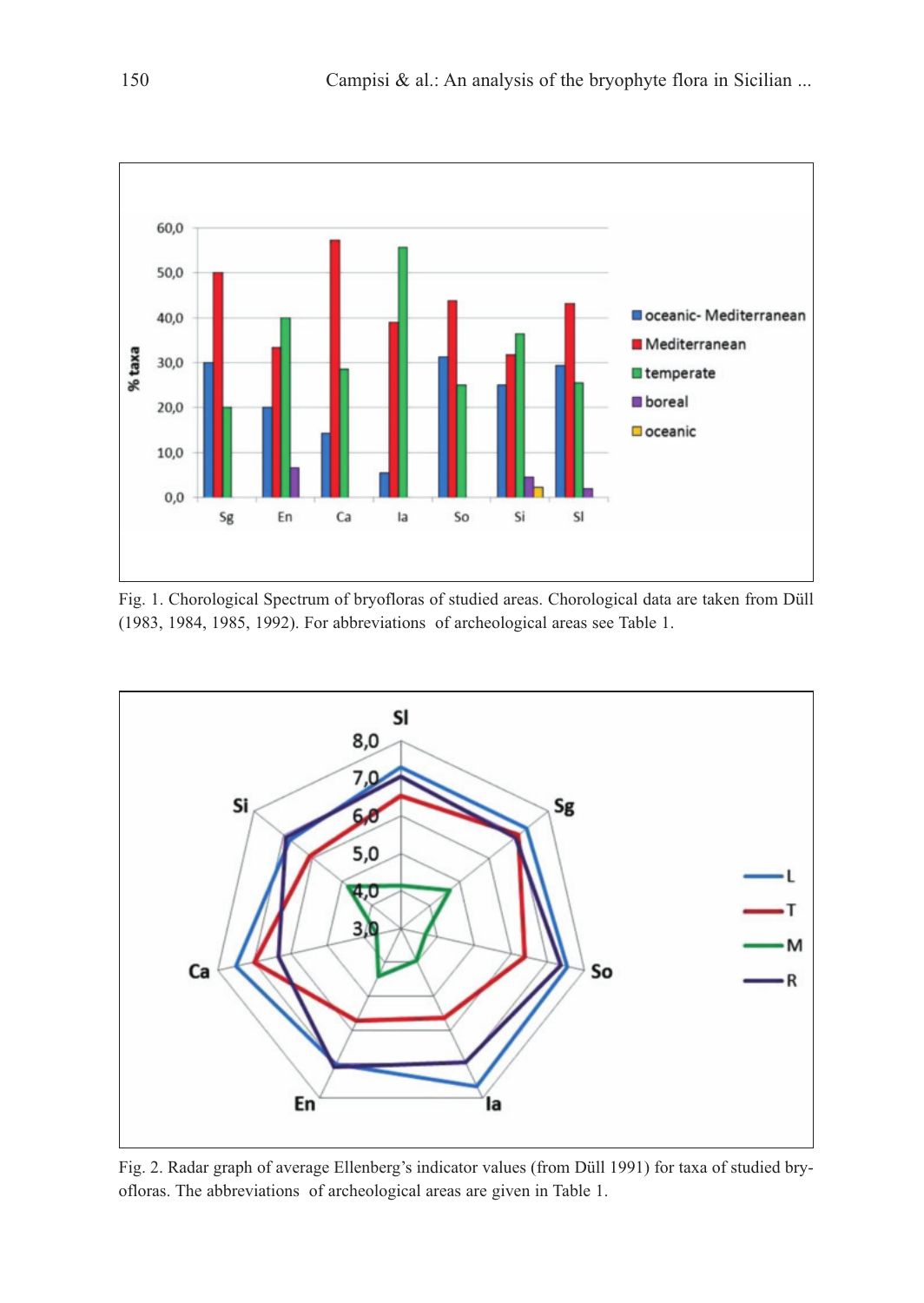60,0
50,0
40,0
30,0
20,0
10,0
0,0

% taxa

Sg En Ca Ia So Si Sl

oceanic- Mediterranean
Mediterranean
temperate
boreal
oceanic

Fig. 1. Chorological Spectrum of bryofloras of studied areas. Chorological data are taken from Düll (1983, 1984, 1985, 1992). For abbreviations of archeological areas see Table 1.

Sl
8,0
7,0
6,0
5,0
4,0
3,0

Sg So Ia En Ca Si

L
T
M
R

Fig. 2. Radar graph of average Ellenberg's indicator values (from Düll 1991) for taxa of studied bryofloras. The abbreviations of archeological areas are given in Table 1.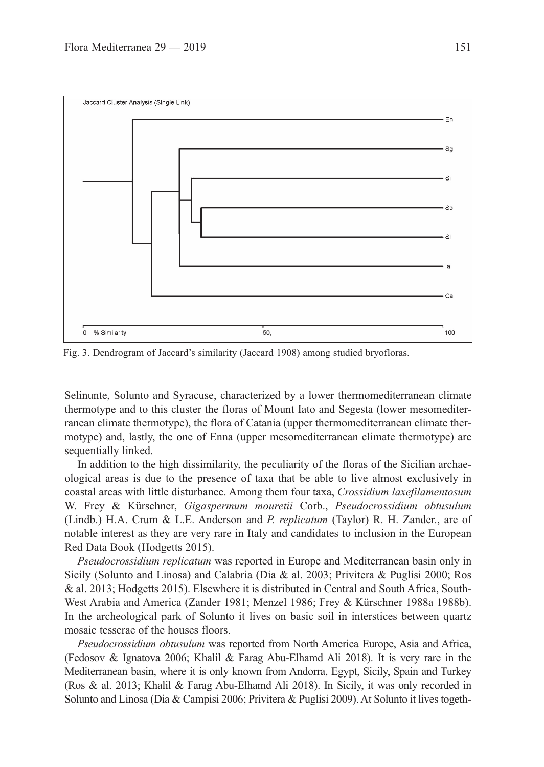Jaccard Cluster Analysis (Single Link)

En

Sg

Si

So

Sl

Ia

Ca

0, % Similarity

50,

100

Fig. 3. Dendrogram of Jaccard's similarity (Jaccard 1908) among studied bryofloras.

Selinunte, Solunto and Syracuse, characterized by a lower thermomediterranean climate thermotype and to this cluster the floras of Mount Iato and Segesta (lower mesomediterranean climate thermotype), the flora of Catania (upper thermomediterranean climate thermotype) and, lastly, the one of Enna (upper mesomediterranean climate thermotype) are sequentially linked.

In addition to the high dissimilarity, the peculiarity of the floras of the Sicilian archaeological areas is due to the presence of taxa that be able to live almost exclusively in coastal areas with little disturbance. Among them four taxa, *Crossidium laxefilamentosum* W. Frey & Kürschner, *Gigaspermum mouretii* Corb., *Pseudocrossidium obtusulum* (Lindb.) H.A. Crum & L.E. Anderson and *P. replicatum* (Taylor) R. H. Zander., are of notable interest as they are very rare in Italy and candidates to inclusion in the European Red Data Book (Hodgetts 2015).

*Pseudocrossidium replicatum* was reported in Europe and Mediterranean basin only in Sicily (Solunto and Linosa) and Calabria (Dia & al. 2003; Privitera & Puglisi 2000; Ros & al. 2013; Hodgetts 2015). Elsewhere it is distributed in Central and South Africa, South-West Arabia and America (Zander 1981; Menzel 1986; Frey & Kürschner 1988a 1988b). In the archeological park of Solunto it lives on basic soil in interstices between quartz mosaic tesserae of the houses floors.

*Pseudocrossidium obtusulum* was reported from North America Europe, Asia and Africa, (Fedosov & Ignatova 2006; Khalil & Farag Abu-Elhamd Ali 2018). It is very rare in the Mediterranean basin, where it is only known from Andorra, Egypt, Sicily, Spain and Turkey (Ros & al. 2013; Khalil & Farag Abu-Elhamd Ali 2018). In Sicily, it was only recorded in Solunto and Linosa (Dia & Campisi 2006; Privitera & Puglisi 2009). At Solunto it lives togeth-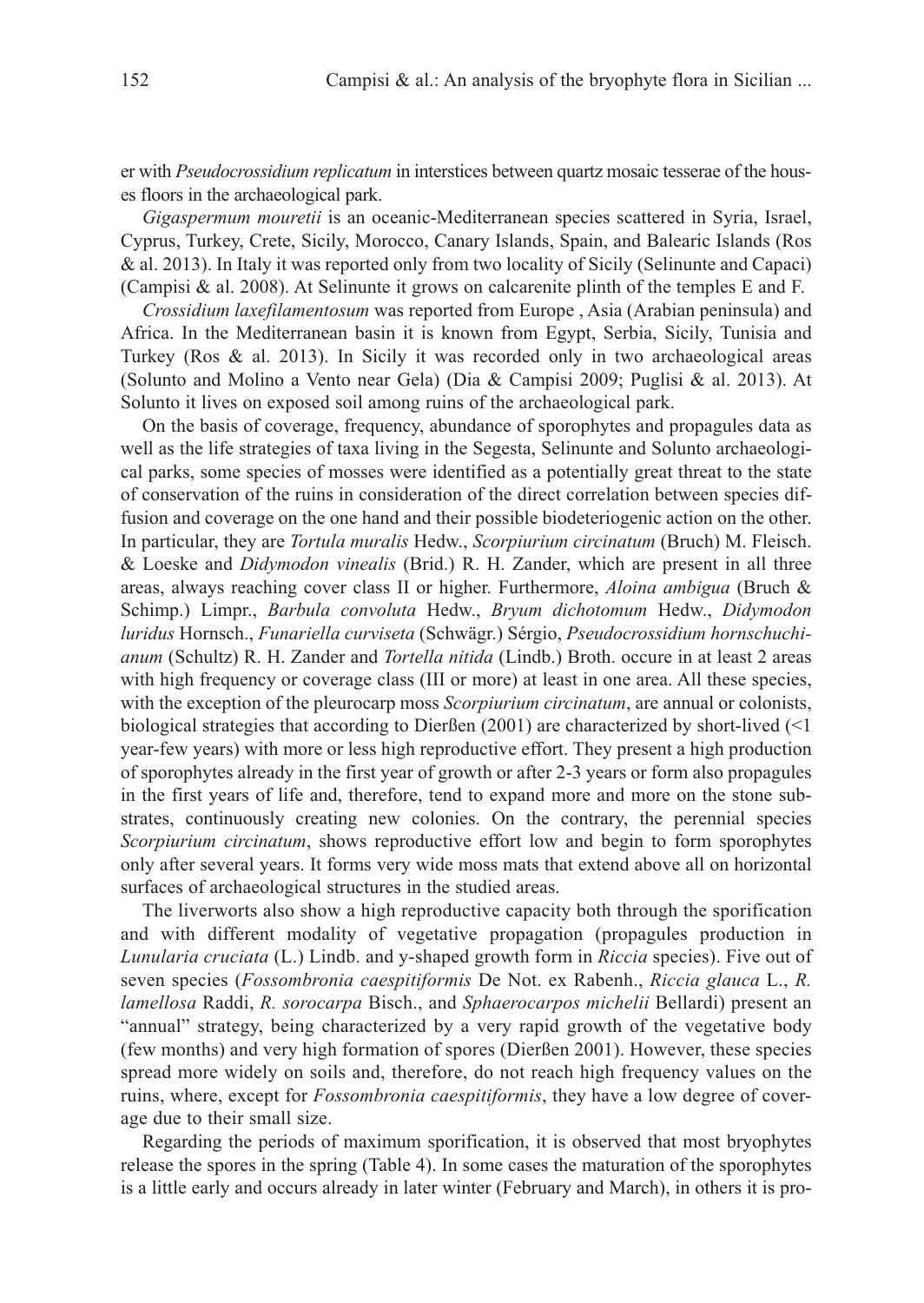er with *Pseudocrossidium replicatum* in interstices between quartz mosaic tesserae of the houses floors in the archaeological park.

*Gigaspermum mouretii* is an oceanic-Mediterranean species scattered in Syria, Israel, Cyprus, Turkey, Crete, Sicily, Morocco, Canary Islands, Spain, and Balearic Islands (Ros & al. 2013). In Italy it was reported only from two locality of Sicily (Selinunte and Capaci) (Campisi & al. 2008). At Selinunte it grows on calcarenite plinth of the temples E and F.

*Crossidium laxefilamentosum* was reported from Europe , Asia (Arabian peninsula) and Africa. In the Mediterranean basin it is known from Egypt, Serbia, Sicily, Tunisia and Turkey (Ros & al. 2013). In Sicily it was recorded only in two archaeological areas (Solunto and Molino a Vento near Gela) (Dia & Campisi 2009; Puglisi & al. 2013). At Solunto it lives on exposed soil among ruins of the archaeological park.

On the basis of coverage, frequency, abundance of sporophytes and propagules data as well as the life strategies of taxa living in the Segesta, Selinunte and Solunto archaeological parks, some species of mosses were identified as a potentially great threat to the state of conservation of the ruins in consideration of the direct correlation between species diffusion and coverage on the one hand and their possible biodeteriogenic action on the other. In particular, they are *Tortula muralis* Hedw., *Scorpiurium circinatum* (Bruch) M. Fleisch. & Loeske and *Didymodon vinealis* (Brid.) R. H. Zander, which are present in all three areas, always reaching cover class II or higher. Furthermore, *Aloina ambigua* (Bruch & Schimp.) Limpr., *Barbula convoluta* Hedw., *Bryum dichotomum* Hedw., *Didymodon luridus* Hornsch., *Funariella curviseta* (Schwägr.) Sérgio, *Pseudocrossidium hornschuchianum* (Schultz) R. H. Zander and *Tortella nitida* (Lindb.) Broth. occure in at least 2 areas with high frequency or coverage class (III or more) at least in one area. All these species, with the exception of the pleurocarp moss *Scorpiurium circinatum*, are annual or colonists, biological strategies that according to Dierßen (2001) are characterized by short-lived (<1 year-few years) with more or less high reproductive effort. They present a high production of sporophytes already in the first year of growth or after 2-3 years or form also propagules in the first years of life and, therefore, tend to expand more and more on the stone substrates, continuously creating new colonies. On the contrary, the perennial species *Scorpiurium circinatum*, shows reproductive effort low and begin to form sporophytes only after several years. It forms very wide moss mats that extend above all on horizontal surfaces of archaeological structures in the studied areas.

The liverworts also show a high reproductive capacity both through the sporification and with different modality of vegetative propagation (propagules production in *Lunularia cruciata* (L.) Lindb. and y-shaped growth form in *Riccia* species). Five out of seven species (*Fossombronia caespitiformis* De Not. ex Rabenh., *Riccia glauca* L., *R. lamellosa* Raddi, *R. sorocarpa* Bisch., and *Sphaerocarpos michelii* Bellardi) present an "annual" strategy, being characterized by a very rapid growth of the vegetative body (few months) and very high formation of spores (Dierßen 2001). However, these species spread more widely on soils and, therefore, do not reach high frequency values on the ruins, where, except for *Fossombronia caespitiformis*, they have a low degree of coverage due to their small size.

Regarding the periods of maximum sporification, it is observed that most bryophytes release the spores in the spring (Table 4). In some cases the maturation of the sporophytes is a little early and occurs already in later winter (February and March), in others it is pro-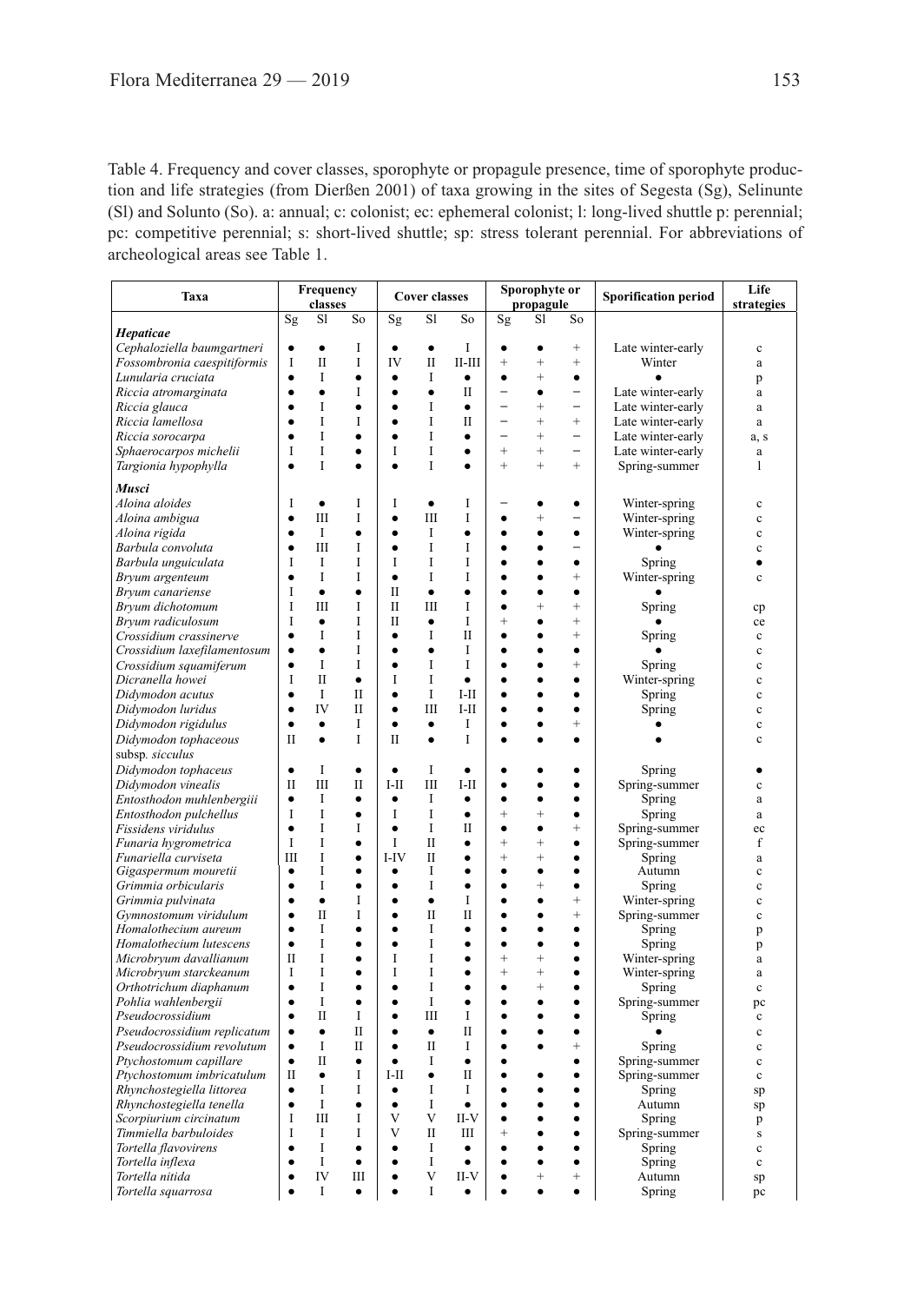Table 4. Frequency and cover classes, sporophyte or propagule presence, time of sporophyte production and life strategies (from Dierßen 2001) of taxa growing in the sites of Segesta (Sg), Selinunte (Sl) and Solunto (So). a: annual; c: colonist; ec: ephemeral colonist; l: long-lived shuttle p: perennial; pc: competitive perennial; s: short-lived shuttle; sp: stress tolerant perennial. For abbreviations of archeological areas see Table 1.

| Taxa | Frequency classes | | | Cover classes | | | Sporophyte or propagule | | | Sporification period | Life strategies |
|---|---|---|---|---|---|---|---|---|---|---|---|
| | Sg | Sl | So | Sg | Sl | So | Sg | Sl | So | | |
| ***Hepaticae*** | | | | | | | | | | | |
| *Cephaloziella baumgartneri* | ● | ● | I | ● | ● | I | ● | ● | + | Late winter-early | c |
| *Fossombronia caespitiformis* | I | II | I | IV | II | II-III | + | + | + | Winter | a |
| *Lunularia cruciata* | ● | I | ● | ● | I | ● | ● | + | ● | ● | p |
| *Riccia atromarginata* | ● | ● | I | ● | ● | II | – | ● | – | Late winter-early | a |
| *Riccia glauca* | ● | I | ● | ● | I | ● | – | + | – | Late winter-early | a |
| *Riccia lamellosa* | ● | I | I | ● | I | II | – | + | + | Late winter-early | a |
| *Riccia sorocarpa* | ● | I | ● | ● | I | ● | – | + | – | Late winter-early | a, s |
| *Sphaerocarpos michelii* | I | I | ● | I | I | ● | + | + | – | Late winter-early | a |
| *Targionia hypophylla* | ● | I | ● | ● | I | ● | + | + | + | Spring-summer | l |
| ***Musci*** | | | | | | | | | | | |
| *Aloina aloides* | I | ● | I | I | ● | I | – | ● | ● | Winter-spring | c |
| *Aloina ambigua* | ● | III | I | ● | III | I | ● | + | – | Winter-spring | c |
| *Aloina rigida* | ● | I | ● | ● | I | ● | ● | ● | ● | Winter-spring | c |
| *Barbula convoluta* | ● | III | I | ● | I | I | ● | ● | – | ● | c |
| *Barbula unguiculata* | I | I | I | I | I | I | ● | ● | ● | Spring | ● |
| *Bryum argenteum* | ● | I | I | ● | I | I | ● | ● | + | Winter-spring | c |
| *Bryum canariense* | I | ● | ● | II | ● | ● | ● | ● | ● | ● | |
| *Bryum dichotomum* | I | III | I | II | III | I | ● | + | + | Spring | cp |
| *Bryum radiculosum* | I | ● | I | II | ● | I | + | ● | + | ● | ce |
| *Crossidium crassinerve* | ● | I | I | ● | I | II | ● | ● | + | Spring | c |
| *Crossidium laxefilamentosum* | ● | ● | I | ● | ● | I | ● | ● | ● | ● | c |
| *Crossidium squamiferum* | ● | I | I | ● | I | I | ● | ● | + | Spring | c |
| *Dicranella howei* | I | II | ● | I | I | ● | ● | ● | ● | Winter-spring | c |
| *Didymodon acutus* | ● | I | II | ● | I | I-II | ● | ● | ● | Spring | c |
| *Didymodon luridus* | ● | IV | II | ● | III | I-II | ● | ● | ● | Spring | c |
| *Didymodon rigidulus* | ● | ● | I | ● | ● | I | ● | ● | + | ● | c |
| *Didymodon tophaceous* subsp. *sicculus* | II | ● | I | II | ● | I | ● | ● | ● | ● | c |
| *Didymodon tophaceus* | ● | I | ● | ● | I | ● | ● | ● | ● | Spring | ● |
| *Didymodon vinealis* | II | III | II | I-II | III | I-II | ● | ● | ● | Spring-summer | c |
| *Entosthodon muhlenbergiii* | ● | I | ● | ● | I | ● | ● | ● | ● | Spring | a |
| *Entosthodon pulchellus* | I | I | ● | I | I | ● | + | + | ● | Spring | a |
| *Fissidens viridulus* | ● | I | I | ● | I | II | ● | ● | + | Spring-summer | ec |
| *Funaria hygrometrica* | I | I | ● | I | II | ● | + | + | ● | Spring-summer | f |
| *Funariella curviseta* | III | I | ● | I-IV | II | ● | + | + | ● | Spring | a |
| *Gigaspermum mouretii* | ● | I | ● | ● | I | ● | ● | ● | ● | Autumn | c |
| *Grimmia orbicularis* | ● | I | ● | ● | I | ● | ● | + | ● | Spring | c |
| *Grimmia pulvinata* | ● | ● | I | ● | ● | I | ● | ● | + | Winter-spring | c |
| *Gymnostomum viridulum* | ● | II | I | ● | II | II | ● | ● | + | Spring-summer | c |
| *Homalothecium aureum* | ● | I | ● | ● | I | ● | ● | ● | ● | Spring | p |
| *Homalothecium lutescens* | ● | I | ● | ● | I | ● | ● | ● | ● | Spring | p |
| *Microbryum davallianum* | II | I | ● | I | I | ● | + | + | ● | Winter-spring | a |
| *Microbryum starckeanum* | I | I | ● | I | I | ● | + | + | ● | Winter-spring | a |
| *Orthotrichum diaphanum* | ● | I | ● | ● | I | ● | ● | + | ● | Spring | c |
| *Pohlia wahlenbergii* | ● | I | ● | ● | I | ● | ● | ● | ● | Spring-summer | pc |
| *Pseudocrossidium* | ● | II | I | ● | III | I | ● | ● | ● | Spring | c |
| *Pseudocrossidium replicatum* | ● | ● | II | ● | ● | II | ● | ● | ● | ● | c |
| *Pseudocrossidium revolutum* | ● | I | II | ● | II | I | ● | ● | + | Spring | c |
| *Ptychostomum capillare* | ● | II | ● | ● | I | ● | ● | | ● | Spring-summer | c |
| *Ptychostomum imbricatulum* | II | ● | I | I-II | ● | II | ● | ● | ● | Spring-summer | c |
| *Rhynchostegiella littorea* | ● | I | I | ● | I | I | ● | ● | ● | Spring | sp |
| *Rhynchostegiella tenella* | ● | I | ● | ● | I | ● | ● | ● | ● | Autumn | sp |
| *Scorpiurium circinatum* | I | III | I | V | V | II-V | ● | ● | ● | Spring | p |
| *Timmiella barbuloides* | I | I | I | V | II | III | + | ● | ● | Spring-summer | s |
| *Tortella flavovirens* | ● | I | ● | ● | I | ● | ● | ● | ● | Spring | c |
| *Tortella inflexa* | ● | I | ● | ● | I | ● | ● | ● | ● | Spring | c |
| *Tortella nitida* | ● | IV | III | ● | V | II-V | ● | + | + | Autumn | sp |
| *Tortella squarrosa* | ● | I | ● | ● | I | ● | ● | ● | ● | Spring | pc |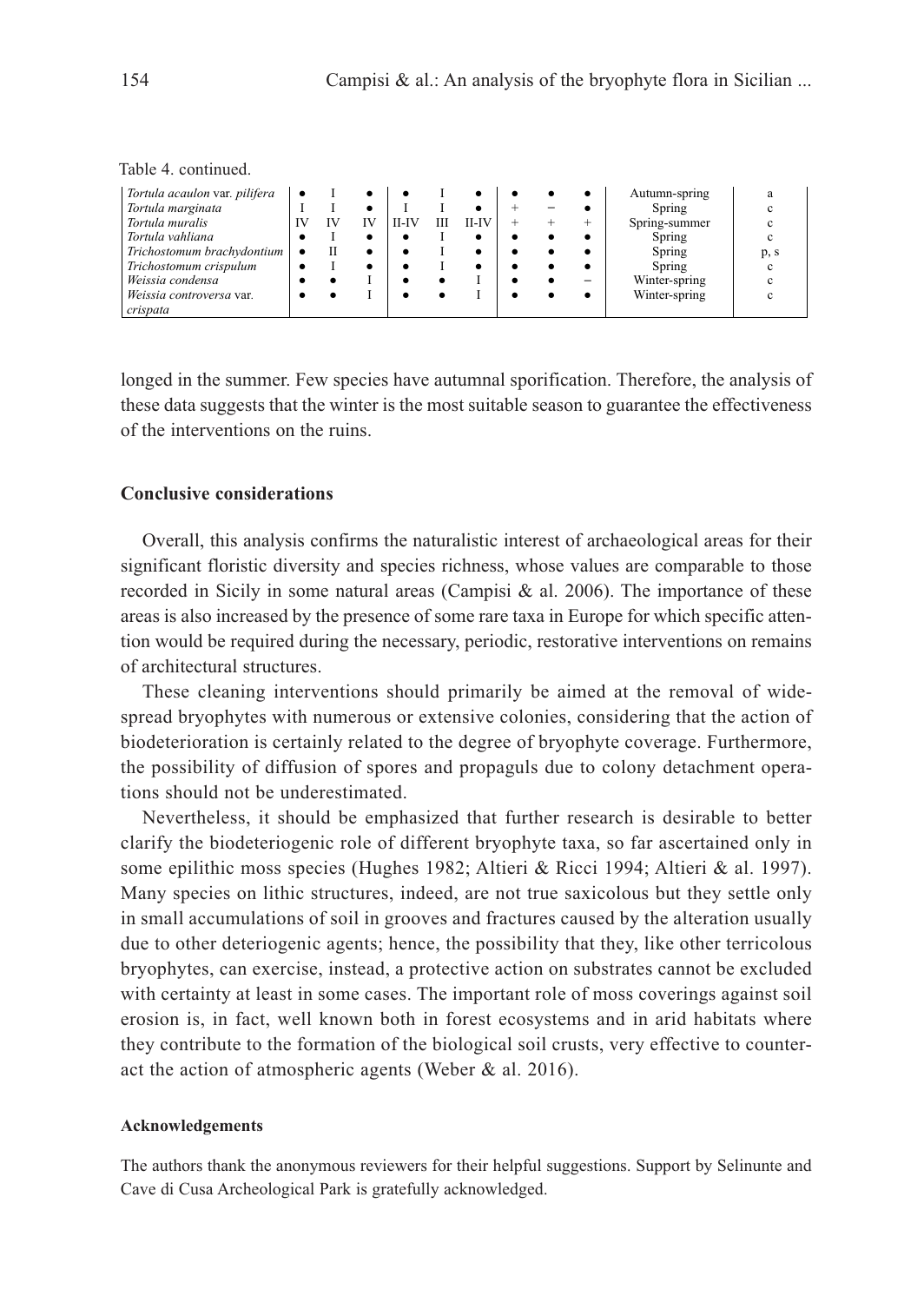Table 4. continued.

| | | | | | | | | | | | |
|---|---|---|---|---|---|---|---|---|---|---|---|
| *Tortula acaulon* var. *pilifera* | ● | I | ● | ● | I | ● | ● | ● | ● | Autumn-spring | a |
| *Tortula marginata* | I | I | ● | I | I | ● | + | – | ● | Spring | c |
| *Tortula muralis* | IV | IV | IV | II-IV | III | II-IV | + | + | + | Spring-summer | c |
| *Tortula vahliana* | ● | I | ● | ● | I | ● | ● | ● | ● | Spring | c |
| *Trichostomum brachydontium* | ● | II | ● | ● | I | ● | ● | ● | ● | Spring | p, s |
| *Trichostomum crispulum* | ● | I | ● | ● | I | ● | ● | ● | ● | Spring | c |
| *Weissia condensa* | ● | ● | I | ● | ● | I | ● | ● | – | Winter-spring | c |
| *Weissia controversa* var. *crispata* | ● | ● | I | ● | ● | I | ● | ● | ● | Winter-spring | c |

longed in the summer. Few species have autumnal sporification. Therefore, the analysis of these data suggests that the winter is the most suitable season to guarantee the effectiveness of the interventions on the ruins.

**Conclusive considerations**

Overall, this analysis confirms the naturalistic interest of archaeological areas for their significant floristic diversity and species richness, whose values are comparable to those recorded in Sicily in some natural areas (Campisi & al. 2006). The importance of these areas is also increased by the presence of some rare taxa in Europe for which specific attention would be required during the necessary, periodic, restorative interventions on remains of architectural structures.

These cleaning interventions should primarily be aimed at the removal of widespread bryophytes with numerous or extensive colonies, considering that the action of biodeterioration is certainly related to the degree of bryophyte coverage. Furthermore, the possibility of diffusion of spores and propaguls due to colony detachment operations should not be underestimated.

Nevertheless, it should be emphasized that further research is desirable to better clarify the biodeteriogenic role of different bryophyte taxa, so far ascertained only in some epilithic moss species (Hughes 1982; Altieri & Ricci 1994; Altieri & al. 1997). Many species on lithic structures, indeed, are not true saxicolous but they settle only in small accumulations of soil in grooves and fractures caused by the alteration usually due to other deteriogenic agents; hence, the possibility that they, like other terricolous bryophytes, can exercise, instead, a protective action on substrates cannot be excluded with certainty at least in some cases. The important role of moss coverings against soil erosion is, in fact, well known both in forest ecosystems and in arid habitats where they contribute to the formation of the biological soil crusts, very effective to counteract the action of atmospheric agents (Weber & al. 2016).

**Acknowledgements**

The authors thank the anonymous reviewers for their helpful suggestions. Support by Selinunte and Cave di Cusa Archeological Park is gratefully acknowledged.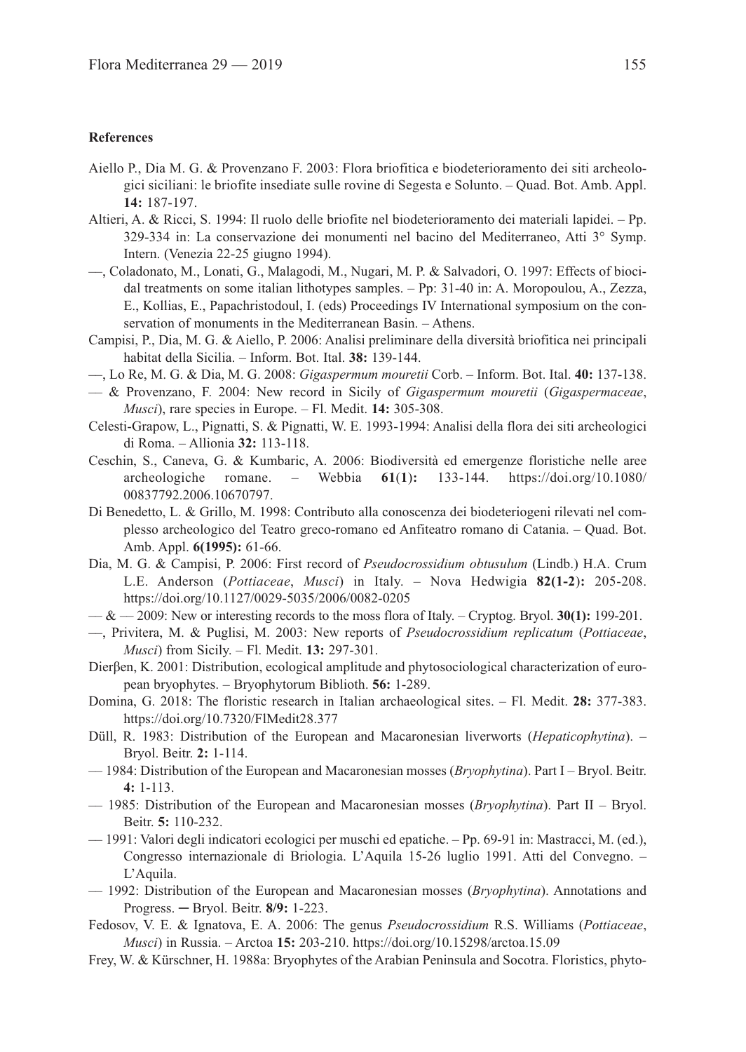#### References

Aiello P., Dia M. G. & Provenzano F. 2003: Flora briofitica e biodeterioramento dei siti archeologici siciliani: le briofite insediate sulle rovine di Segesta e Solunto. – Quad. Bot. Amb. Appl. **14:** 187-197.

Altieri, A. & Ricci, S. 1994: Il ruolo delle briofite nel biodeterioramento dei materiali lapidei. – Pp. 329-334 in: La conservazione dei monumenti nel bacino del Mediterraneo, Atti 3° Symp. Intern. (Venezia 22-25 giugno 1994).

—, Coladonato, M., Lonati, G., Malagodi, M., Nugari, M. P. & Salvadori, O. 1997: Effects of biocidal treatments on some italian lithotypes samples. – Pp: 31-40 in: A. Moropoulou, A., Zezza, E., Kollias, E., Papachristodoul, I. (eds) Proceedings IV International symposium on the conservation of monuments in the Mediterranean Basin. – Athens.

Campisi, P., Dia, M. G. & Aiello, P. 2006: Analisi preliminare della diversità briofitica nei principali habitat della Sicilia. – Inform. Bot. Ital. **38:** 139-144.

—, Lo Re, M. G. & Dia, M. G. 2008: *Gigaspermum mouretii* Corb. – Inform. Bot. Ital. **40:** 137-138.

— & Provenzano, F. 2004: New record in Sicily of *Gigaspermum mouretii* (*Gigaspermaceae*, *Musci*), rare species in Europe. – Fl. Medit. **14:** 305-308.

Celesti-Grapow, L., Pignatti, S. & Pignatti, W. E. 1993-1994: Analisi della flora dei siti archeologici di Roma. – Allionia **32:** 113-118.

Ceschin, S., Caneva, G. & Kumbaric, A. 2006: Biodiversità ed emergenze floristiche nelle aree archeologiche romane. – Webbia **61**(**1**)**:** 133-144. https://doi.org/10.1080/00837792.2006.10670797.

Di Benedetto, L. & Grillo, M. 1998: Contributo alla conoscenza dei biodeteriogeni rilevati nel complesso archeologico del Teatro greco-romano ed Anfiteatro romano di Catania. – Quad. Bot. Amb. Appl. **6(1995):** 61-66.

Dia, M. G. & Campisi, P. 2006: First record of *Pseudocrossidium obtusulum* (Lindb.) H.A. Crum L.E. Anderson (*Pottiaceae*, *Musci*) in Italy. – Nova Hedwigia **82(1-2):** 205-208. https://doi.org/10.1127/0029-5035/2006/0082-0205

— & — 2009: New or interesting records to the moss flora of Italy. – Cryptog. Bryol. **30(1):** 199-201.

—, Privitera, M. & Puglisi, M. 2003: New reports of *Pseudocrossidium replicatum* (*Pottiaceae*, *Musci*) from Sicily. – Fl. Medit. **13:** 297-301.

Dierβen, K. 2001: Distribution, ecological amplitude and phytosociological characterization of european bryophytes. – Bryophytorum Biblioth. **56:** 1-289.

Domina, G. 2018: The floristic research in Italian archaeological sites. – Fl. Medit. **28:** 377-383. https://doi.org/10.7320/FlMedit28.377

Düll, R. 1983: Distribution of the European and Macaronesian liverworts (*Hepaticophytina*). – Bryol. Beitr. **2:** 1-114.

— 1984: Distribution of the European and Macaronesian mosses (*Bryophytina*). Part I – Bryol. Beitr. **4:** 1-113.

— 1985: Distribution of the European and Macaronesian mosses (*Bryophytina*). Part II – Bryol. Beitr. **5:** 110-232.

— 1991: Valori degli indicatori ecologici per muschi ed epatiche. – Pp. 69-91 in: Mastracci, M. (ed.), Congresso internazionale di Briologia. L'Aquila 15-26 luglio 1991. Atti del Convegno. – L'Aquila.

— 1992: Distribution of the European and Macaronesian mosses (*Bryophytina*). Annotations and Progress. ─ Bryol. Beitr. **8/9:** 1-223.

Fedosov, V. E. & Ignatova, E. A. 2006: The genus *Pseudocrossidium* R.S. Williams (*Pottiaceae*, *Musci*) in Russia. – Arctoa **15:** 203-210. https://doi.org/10.15298/arctoa.15.09

Frey, W. & Kürschner, H. 1988a: Bryophytes of the Arabian Peninsula and Socotra. Floristics, phyto-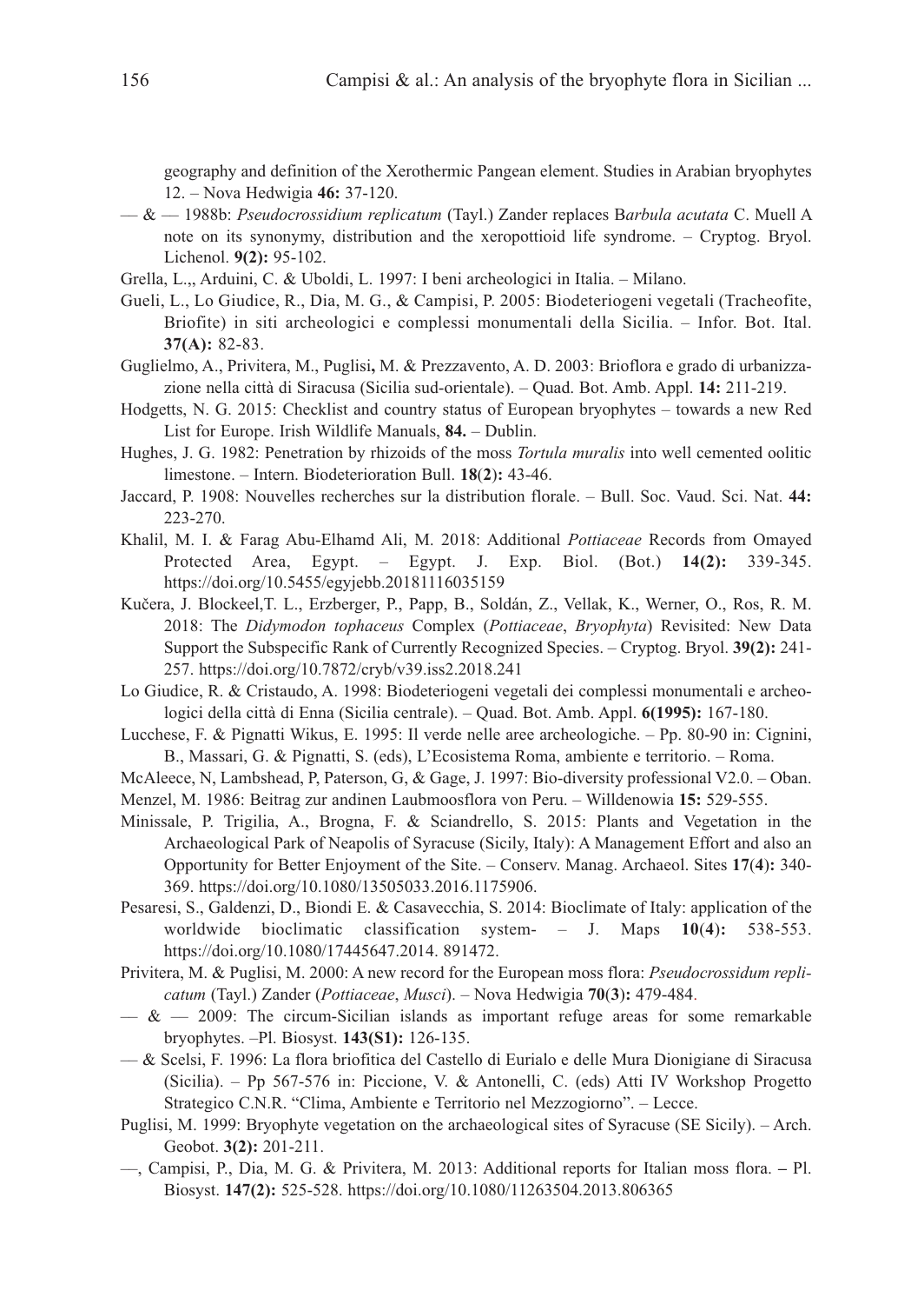geography and definition of the Xerothermic Pangean element. Studies in Arabian bryophytes 12. – Nova Hedwigia **46:** 37-120.

— & — 1988b: *Pseudocrossidium replicatum* (Tayl.) Zander replaces B*arbula acutata* C. Muell A note on its synonymy, distribution and the xeropottioid life syndrome. – Cryptog. Bryol. Lichenol. **9(2):** 95-102.

Grella, L.,, Arduini, C. & Uboldi, L. 1997: I beni archeologici in Italia. – Milano.

Gueli, L., Lo Giudice, R., Dia, M. G., & Campisi, P. 2005: Biodeteriogeni vegetali (Tracheofite, Briofite) in siti archeologici e complessi monumentali della Sicilia. – Infor. Bot. Ital. **37(A):** 82-83.

Guglielmo, A., Privitera, M., Puglisi**,** M. & Prezzavento, A. D. 2003: Brioflora e grado di urbanizzazione nella città di Siracusa (Sicilia sud-orientale). – Quad. Bot. Amb. Appl. **14:** 211-219.

Hodgetts, N. G. 2015: Checklist and country status of European bryophytes – towards a new Red List for Europe. Irish Wildlife Manuals, **84.** – Dublin.

Hughes, J. G. 1982: Penetration by rhizoids of the moss *Tortula muralis* into well cemented oolitic limestone. – Intern. Biodeterioration Bull. **18**(**2**)**:** 43-46.

Jaccard, P. 1908: Nouvelles recherches sur la distribution florale. – Bull. Soc. Vaud. Sci. Nat. **44:** 223-270.

Khalil, M. I. & Farag Abu-Elhamd Ali, M. 2018: Additional *Pottiaceae* Records from Omayed Protected Area, Egypt. – Egypt. J. Exp. Biol. (Bot.) **14(2):** 339-345. https://doi.org/10.5455/egyjebb.20181116035159

Kučera, J. Blockeel,T. L., Erzberger, P., Papp, B., Soldán, Z., Vellak, K., Werner, O., Ros, R. M. 2018: The *Didymodon tophaceus* Complex (*Pottiaceae*, *Bryophyta*) Revisited: New Data Support the Subspecific Rank of Currently Recognized Species. – Cryptog. Bryol. **39(2):** 241-257. https://doi.org/10.7872/cryb/v39.iss2.2018.241

Lo Giudice, R. & Cristaudo, A. 1998: Biodeteriogeni vegetali dei complessi monumentali e archeologici della città di Enna (Sicilia centrale). – Quad. Bot. Amb. Appl. **6(1995):** 167-180.

Lucchese, F. & Pignatti Wikus, E. 1995: Il verde nelle aree archeologiche. – Pp. 80-90 in: Cignini, B., Massari, G. & Pignatti, S. (eds), L'Ecosistema Roma, ambiente e territorio. – Roma.

McAleece, N, Lambshead, P, Paterson, G, & Gage, J. 1997: Bio-diversity professional V2.0. – Oban.

Menzel, M. 1986: Beitrag zur andinen Laubmoosflora von Peru. – Willdenowia **15:** 529-555.

Minissale, P. Trigilia, A., Brogna, F. & Sciandrello, S. 2015: Plants and Vegetation in the Archaeological Park of Neapolis of Syracuse (Sicily, Italy): A Management Effort and also an Opportunity for Better Enjoyment of the Site. – Conserv. Manag. Archaeol. Sites **17**(**4**)**:** 340-369. https://doi.org/10.1080/13505033.2016.1175906.

Pesaresi, S., Galdenzi, D., Biondi E. & Casavecchia, S. 2014: Bioclimate of Italy: application of the worldwide bioclimatic classification system- – J. Maps **10**(**4**)**:** 538-553. https://doi.org/10.1080/17445647.2014. 891472.

Privitera, M. & Puglisi, M. 2000: A new record for the European moss flora: *Pseudocrossidum replicatum* (Tayl.) Zander (*Pottiaceae*, *Musci*). – Nova Hedwigia **70**(**3**)**:** 479-484.

— & — 2009: The circum-Sicilian islands as important refuge areas for some remarkable bryophytes. –Pl. Biosyst. **143(S1):** 126-135.

— & Scelsi, F. 1996: La flora briofitica del Castello di Eurialo e delle Mura Dionigiane di Siracusa (Sicilia). – Pp 567-576 in: Piccione, V. & Antonelli, C. (eds) Atti IV Workshop Progetto Strategico C.N.R. "Clima, Ambiente e Territorio nel Mezzogiorno". – Lecce.

Puglisi, M. 1999: Bryophyte vegetation on the archaeological sites of Syracuse (SE Sicily). – Arch. Geobot. **3(2):** 201-211.

—, Campisi, P., Dia, M. G. & Privitera, M. 2013: Additional reports for Italian moss flora. **–** Pl. Biosyst. **147(2):** 525-528. https://doi.org/10.1080/11263504.2013.806365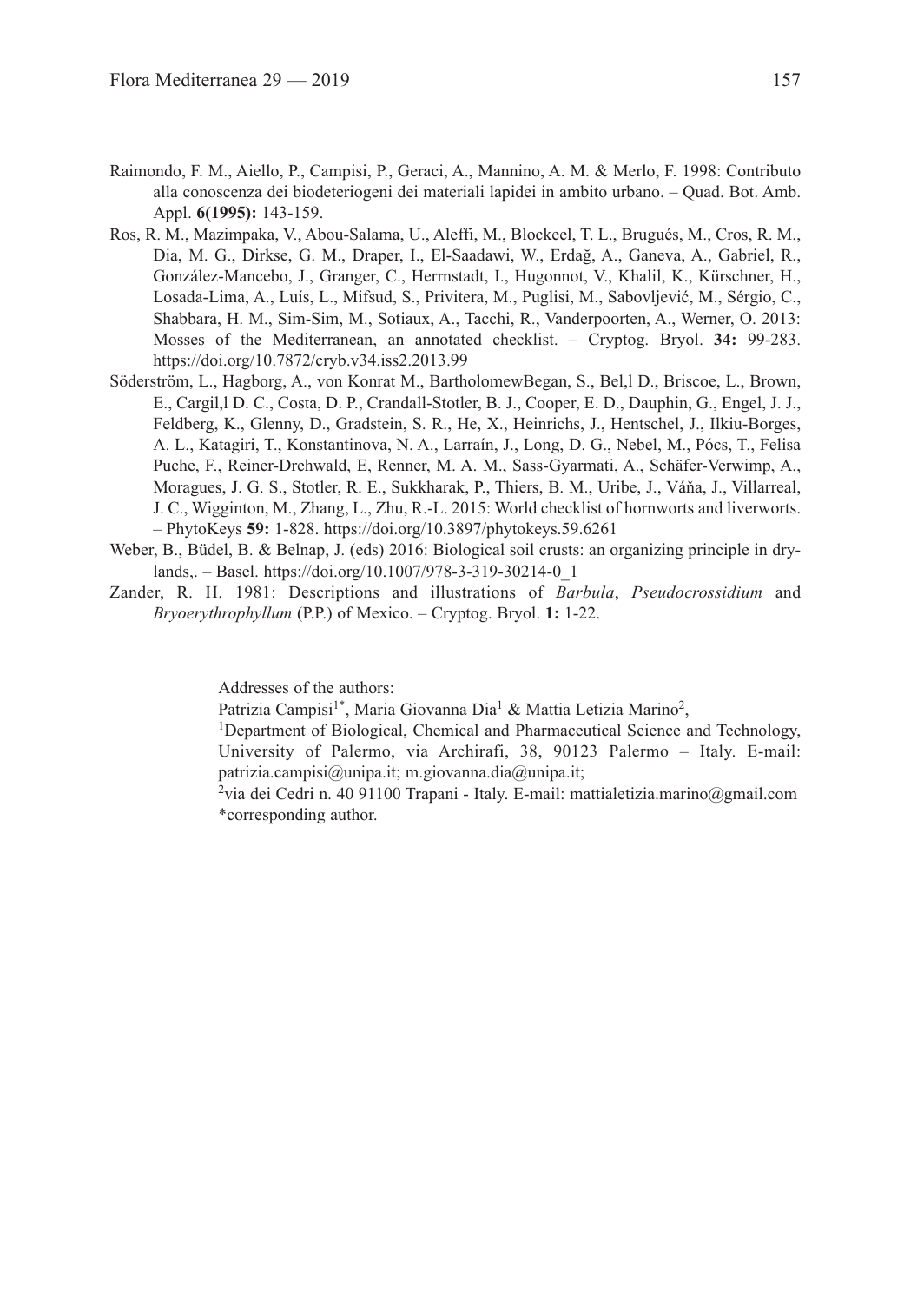Raimondo, F. M., Aiello, P., Campisi, P., Geraci, A., Mannino, A. M. & Merlo, F. 1998: Contributo alla conoscenza dei biodeteriogeni dei materiali lapidei in ambito urbano. – Quad. Bot. Amb. Appl. **6(1995):** 143-159.

Ros, R. M., Mazimpaka, V., Abou-Salama, U., Aleffi, M., Blockeel, T. L., Brugués, M., Cros, R. M., Dia, M. G., Dirkse, G. M., Draper, I., El-Saadawi, W., Erdağ, A., Ganeva, A., Gabriel, R., González-Mancebo, J., Granger, C., Herrnstadt, I., Hugonnot, V., Khalil, K., Kürschner, H., Losada-Lima, A., Luís, L., Mifsud, S., Privitera, M., Puglisi, M., Sabovljević, M., Sérgio, C., Shabbara, H. M., Sim-Sim, M., Sotiaux, A., Tacchi, R., Vanderpoorten, A., Werner, O. 2013: Mosses of the Mediterranean, an annotated checklist. – Cryptog. Bryol. **34:** 99-283. https://doi.org/10.7872/cryb.v34.iss2.2013.99

Söderström, L., Hagborg, A., von Konrat M., BartholomewBegan, S., Bel,l D., Briscoe, L., Brown, E., Cargil,l D. C., Costa, D. P., Crandall-Stotler, B. J., Cooper, E. D., Dauphin, G., Engel, J. J., Feldberg, K., Glenny, D., Gradstein, S. R., He, X., Heinrichs, J., Hentschel, J., Ilkiu-Borges, A. L., Katagiri, T., Konstantinova, N. A., Larraín, J., Long, D. G., Nebel, M., Pócs, T., Felisa Puche, F., Reiner-Drehwald, E, Renner, M. A. M., Sass-Gyarmati, A., Schäfer-Verwimp, A., Moragues, J. G. S., Stotler, R. E., Sukkharak, P., Thiers, B. M., Uribe, J., Váňa, J., Villarreal, J. C., Wigginton, M., Zhang, L., Zhu, R.-L. 2015: World checklist of hornworts and liverworts. – PhytoKeys **59:** 1-828. https://doi.org/10.3897/phytokeys.59.6261

Weber, B., Büdel, B. & Belnap, J. (eds) 2016: Biological soil crusts: an organizing principle in drylands,. – Basel. https://doi.org/10.1007/978-3-319-30214-0_1

Zander, R. H. 1981: Descriptions and illustrations of *Barbula*, *Pseudocrossidium* and *Bryoerythrophyllum* (P.P.) of Mexico. – Cryptog. Bryol. **1:** 1-22.

Addresses of the authors:
Patrizia Campisi[1*], Maria Giovanna Dia[1] & Mattia Letizia Marino[2],
[1]Department of Biological, Chemical and Pharmaceutical Science and Technology, University of Palermo, via Archirafi, 38, 90123 Palermo – Italy. E-mail: patrizia.campisi@unipa.it; m.giovanna.dia@unipa.it;
[2]via dei Cedri n. 40 91100 Trapani - Italy. E-mail: mattialetizia.marino@gmail.com
*corresponding author.